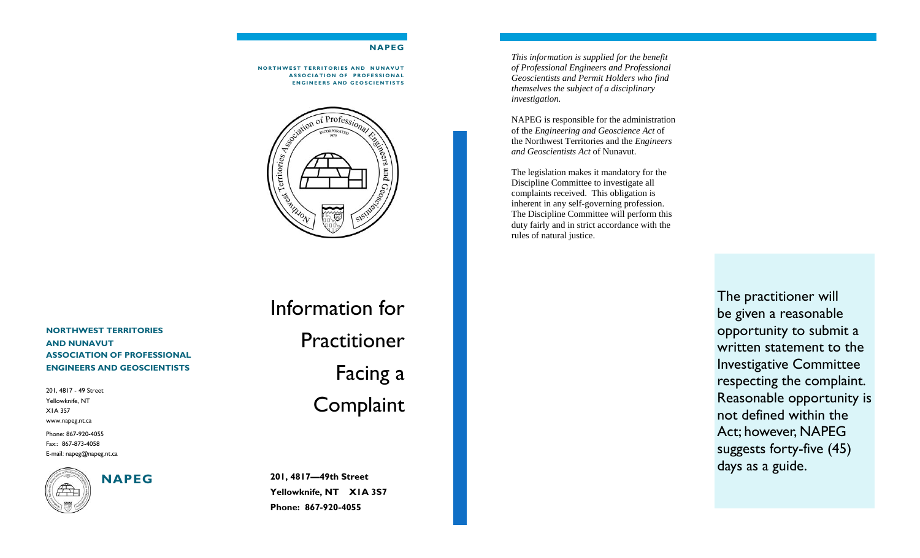**NORTHWEST TERRITORIES AND NUNAVUT ASSOCIATION OF PROFESSIONAL ENGINEERS AND GEOSCIENTISTS**

201, 4817 - 49 Street
Yellowknife, NT
X1A 3S7
www.napeg.nt.ca

Phone: 867-920-4055
Fax:: 867-873-4058
E-mail: napeg@napeg.nt.ca

**NAPEG**

**NAPEG**

**NORTHWEST TERRITORIES AND NUNAVUT ASSOCIATION OF PROFESSIONAL ENGINEERS AND GEOSCIENTISTS**

# Information for Practitioner Facing a Complaint

**201, 4817—49th Street**
**Yellowknife, NT X1A 3S7**
**Phone: 867-920-4055**

*This information is supplied for the benefit of Professional Engineers and Professional Geoscientists and Permit Holders who find themselves the subject of a disciplinary investigation.*

NAPEG is responsible for the administration of the *Engineering and Geoscience Act* of the Northwest Territories and the *Engineers and Geoscientists Act* of Nunavut.

The legislation makes it mandatory for the Discipline Committee to investigate all complaints received. This obligation is inherent in any self-governing profession. The Discipline Committee will perform this duty fairly and in strict accordance with the rules of natural justice.

The practitioner will be given a reasonable opportunity to submit a written statement to the Investigative Committee respecting the complaint. Reasonable opportunity is not defined within the Act; however, NAPEG suggests forty-five (45) days as a guide.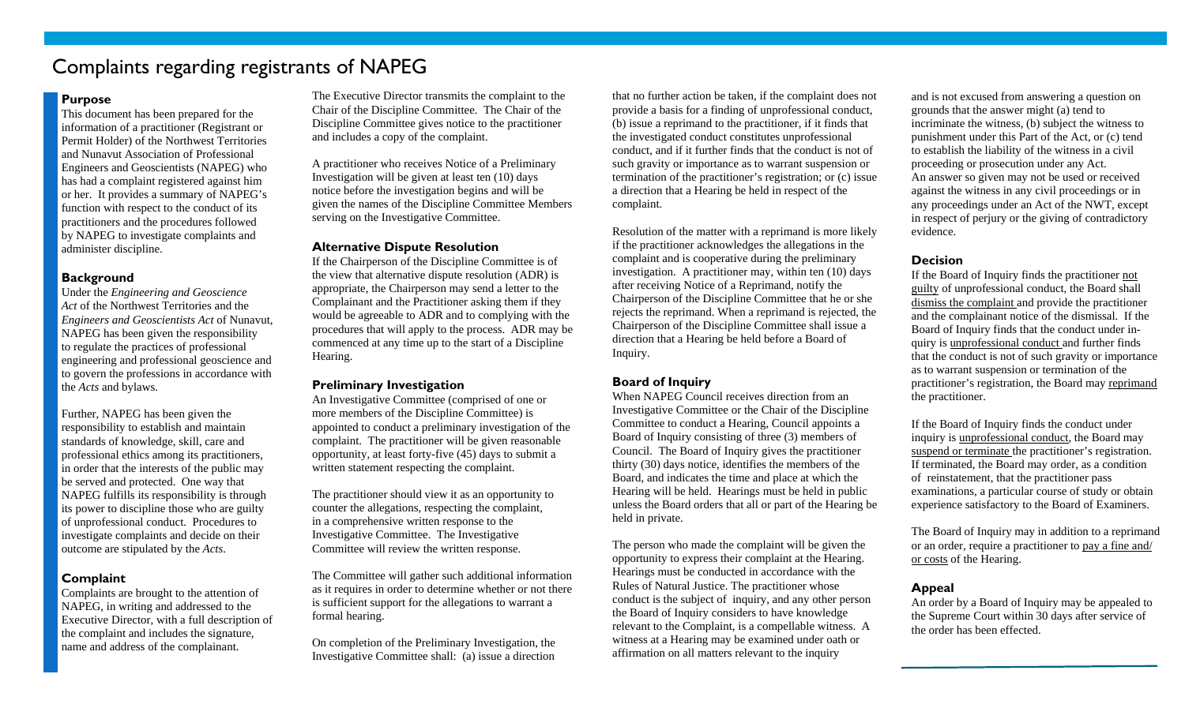# Complaints regarding registrants of NAPEG

## Purpose

This document has been prepared for the information of a practitioner (Registrant or Permit Holder) of the Northwest Territories and Nunavut Association of Professional Engineers and Geoscientists (NAPEG) who has had a complaint registered against him or her. It provides a summary of NAPEG's function with respect to the conduct of its practitioners and the procedures followed by NAPEG to investigate complaints and administer discipline.

## Background

Under the *Engineering and Geoscience Act* of the Northwest Territories and the *Engineers and Geoscientists Act* of Nunavut, NAPEG has been given the responsibility to regulate the practices of professional engineering and professional geoscience and to govern the professions in accordance with the *Acts* and bylaws.

Further, NAPEG has been given the responsibility to establish and maintain standards of knowledge, skill, care and professional ethics among its practitioners, in order that the interests of the public may be served and protected. One way that NAPEG fulfills its responsibility is through its power to discipline those who are guilty of unprofessional conduct. Procedures to investigate complaints and decide on their outcome are stipulated by the *Acts*.

## Complaint

Complaints are brought to the attention of NAPEG, in writing and addressed to the Executive Director, with a full description of the complaint and includes the signature, name and address of the complainant.

The Executive Director transmits the complaint to the Chair of the Discipline Committee. The Chair of the Discipline Committee gives notice to the practitioner and includes a copy of the complaint.

A practitioner who receives Notice of a Preliminary Investigation will be given at least ten (10) days notice before the investigation begins and will be given the names of the Discipline Committee Members serving on the Investigative Committee.

## Alternative Dispute Resolution

If the Chairperson of the Discipline Committee is of the view that alternative dispute resolution (ADR) is appropriate, the Chairperson may send a letter to the Complainant and the Practitioner asking them if they would be agreeable to ADR and to complying with the procedures that will apply to the process. ADR may be commenced at any time up to the start of a Discipline Hearing.

## Preliminary Investigation

An Investigative Committee (comprised of one or more members of the Discipline Committee) is appointed to conduct a preliminary investigation of the complaint. The practitioner will be given reasonable opportunity, at least forty-five (45) days to submit a written statement respecting the complaint.

The practitioner should view it as an opportunity to counter the allegations, respecting the complaint, in a comprehensive written response to the Investigative Committee. The Investigative Committee will review the written response.

The Committee will gather such additional information as it requires in order to determine whether or not there is sufficient support for the allegations to warrant a formal hearing.

On completion of the Preliminary Investigation, the Investigative Committee shall: (a) issue a direction that no further action be taken, if the complaint does not provide a basis for a finding of unprofessional conduct, (b) issue a reprimand to the practitioner, if it finds that the investigated conduct constitutes unprofessional conduct, and if it further finds that the conduct is not of such gravity or importance as to warrant suspension or termination of the practitioner's registration; or (c) issue a direction that a Hearing be held in respect of the complaint.

Resolution of the matter with a reprimand is more likely if the practitioner acknowledges the allegations in the complaint and is cooperative during the preliminary investigation. A practitioner may, within ten (10) days after receiving Notice of a Reprimand, notify the Chairperson of the Discipline Committee that he or she rejects the reprimand. When a reprimand is rejected, the Chairperson of the Discipline Committee shall issue a direction that a Hearing be held before a Board of Inquiry.

## Board of Inquiry

When NAPEG Council receives direction from an Investigative Committee or the Chair of the Discipline Committee to conduct a Hearing, Council appoints a Board of Inquiry consisting of three (3) members of Council. The Board of Inquiry gives the practitioner thirty (30) days notice, identifies the members of the Board, and indicates the time and place at which the Hearing will be held. Hearings must be held in public unless the Board orders that all or part of the Hearing be held in private.

The person who made the complaint will be given the opportunity to express their complaint at the Hearing. Hearings must be conducted in accordance with the Rules of Natural Justice. The practitioner whose conduct is the subject of inquiry, and any other person the Board of Inquiry considers to have knowledge relevant to the Complaint, is a compellable witness. A witness at a Hearing may be examined under oath or affirmation on all matters relevant to the inquiry and is not excused from answering a question on grounds that the answer might (a) tend to incriminate the witness, (b) subject the witness to punishment under this Part of the Act, or (c) tend to establish the liability of the witness in a civil proceeding or prosecution under any Act. An answer so given may not be used or received against the witness in any civil proceedings or in any proceedings under an Act of the NWT, except in respect of perjury or the giving of contradictory evidence.

## Decision

If the Board of Inquiry finds the practitioner not guilty of unprofessional conduct, the Board shall dismiss the complaint and provide the practitioner and the complainant notice of the dismissal. If the Board of Inquiry finds that the conduct under inquiry is unprofessional conduct and further finds that the conduct is not of such gravity or importance as to warrant suspension or termination of the practitioner's registration, the Board may reprimand the practitioner.

If the Board of Inquiry finds the conduct under inquiry is unprofessional conduct, the Board may suspend or terminate the practitioner's registration. If terminated, the Board may order, as a condition of reinstatement, that the practitioner pass examinations, a particular course of study or obtain experience satisfactory to the Board of Examiners.

The Board of Inquiry may in addition to a reprimand or an order, require a practitioner to pay a fine and/or costs of the Hearing.

## Appeal

An order by a Board of Inquiry may be appealed to the Supreme Court within 30 days after service of the order has been effected.